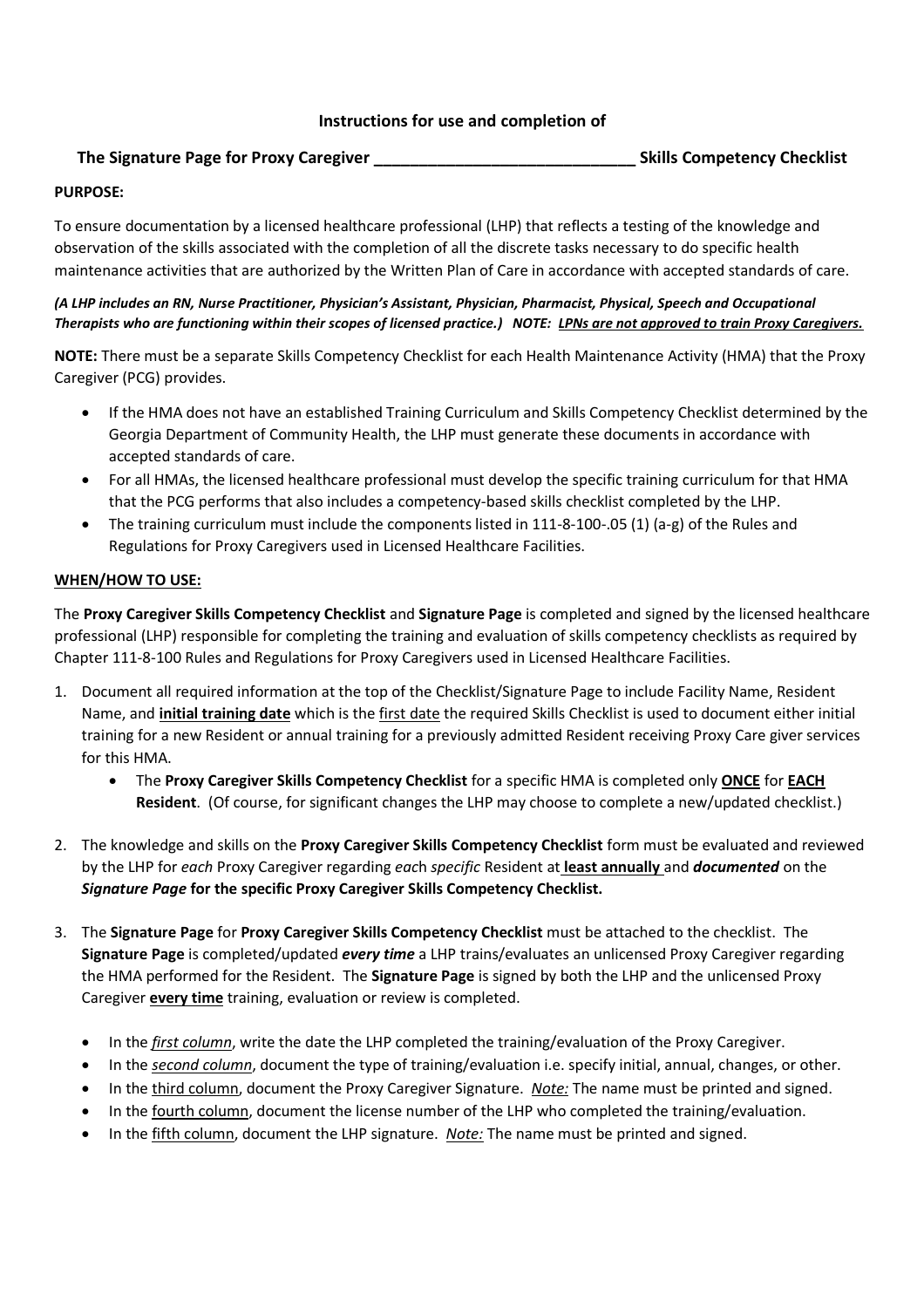**Instructions for use and completion of**

**The Signature Page for Proxy Caregiver _____________________________ Skills Competency Checklist**

**PURPOSE:**

To ensure documentation by a licensed healthcare professional (LHP) that reflects a testing of the knowledge and observation of the skills associated with the completion of all the discrete tasks necessary to do specific health maintenance activities that are authorized by the Written Plan of Care in accordance with accepted standards of care.

***(A LHP includes an RN, Nurse Practitioner, Physician's Assistant, Physician, Pharmacist, Physical, Speech and Occupational Therapists who are functioning within their scopes of licensed practice.) NOTE: LPNs are not approved to train Proxy Caregivers.***

**NOTE:** There must be a separate Skills Competency Checklist for each Health Maintenance Activity (HMA) that the Proxy Caregiver (PCG) provides.

- If the HMA does not have an established Training Curriculum and Skills Competency Checklist determined by the Georgia Department of Community Health, the LHP must generate these documents in accordance with accepted standards of care.
- For all HMAs, the licensed healthcare professional must develop the specific training curriculum for that HMA that the PCG performs that also includes a competency-based skills checklist completed by the LHP.
- The training curriculum must include the components listed in 111-8-100-.05 (1) (a-g) of the Rules and Regulations for Proxy Caregivers used in Licensed Healthcare Facilities.

**WHEN/HOW TO USE:**

The **Proxy Caregiver Skills Competency Checklist** and **Signature Page** is completed and signed by the licensed healthcare professional (LHP) responsible for completing the training and evaluation of skills competency checklists as required by Chapter 111-8-100 Rules and Regulations for Proxy Caregivers used in Licensed Healthcare Facilities.

1. Document all required information at the top of the Checklist/Signature Page to include Facility Name, Resident Name, and **initial training date** which is the first date the required Skills Checklist is used to document either initial training for a new Resident or annual training for a previously admitted Resident receiving Proxy Care giver services for this HMA.
   - The **Proxy Caregiver Skills Competency Checklist** for a specific HMA is completed only **ONCE** for **EACH Resident**. (Of course, for significant changes the LHP may choose to complete a new/updated checklist.)

2. The knowledge and skills on the **Proxy Caregiver Skills Competency Checklist** form must be evaluated and reviewed by the LHP for *each* Proxy Caregiver regarding *each specific* Resident at **least annually** and ***documented*** on the ***Signature Page* for the specific Proxy Caregiver Skills Competency Checklist.**

3. The **Signature Page** for **Proxy Caregiver Skills Competency Checklist** must be attached to the checklist. The **Signature Page** is completed/updated ***every time*** a LHP trains/evaluates an unlicensed Proxy Caregiver regarding the HMA performed for the Resident. The **Signature Page** is signed by both the LHP and the unlicensed Proxy Caregiver **every time** training, evaluation or review is completed.
   - In the *first column*, write the date the LHP completed the training/evaluation of the Proxy Caregiver.
   - In the *second column*, document the type of training/evaluation i.e. specify initial, annual, changes, or other.
   - In the third column, document the Proxy Caregiver Signature. *Note:* The name must be printed and signed.
   - In the fourth column, document the license number of the LHP who completed the training/evaluation.
   - In the fifth column, document the LHP signature. *Note:* The name must be printed and signed.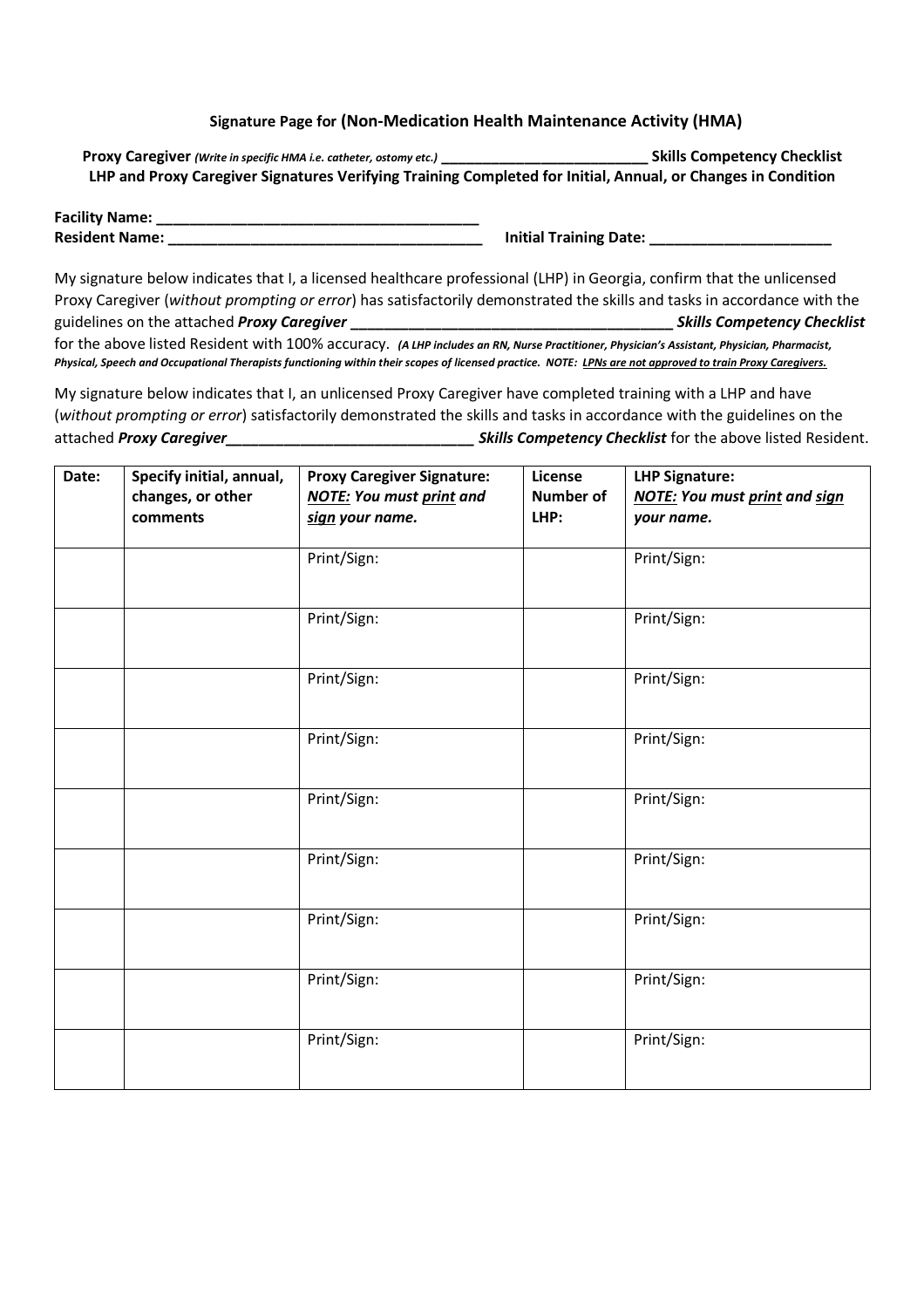### Signature Page for (Non-Medication Health Maintenance Activity (HMA)

**Proxy Caregiver** ***(Write in specific HMA i.e. catheter, ostomy etc.)*** **_________________________ Skills Competency Checklist**
**LHP and Proxy Caregiver Signatures Verifying Training Completed for Initial, Annual, or Changes in Condition**

**Facility Name: ______________________________________**
**Resident Name: ______________________________________** **Initial Training Date: _____________________**

My signature below indicates that I, a licensed healthcare professional (LHP) in Georgia, confirm that the unlicensed Proxy Caregiver (*without prompting or error*) has satisfactorily demonstrated the skills and tasks in accordance with the guidelines on the attached ***Proxy Caregiver ______________________________________ Skills Competency Checklist*** for the above listed Resident with 100% accuracy. ***(A LHP includes an RN, Nurse Practitioner, Physician's Assistant, Physician, Pharmacist, Physical, Speech and Occupational Therapists functioning within their scopes of licensed practice. NOTE: LPNs are not approved to train Proxy Caregivers.***

My signature below indicates that I, an unlicensed Proxy Caregiver have completed training with a LHP and have (*without prompting or error*) satisfactorily demonstrated the skills and tasks in accordance with the guidelines on the attached ***Proxy Caregiver______________________________ Skills Competency Checklist*** for the above listed Resident.

| **Date:** | **Specify initial, annual, changes, or other comments** | **Proxy Caregiver Signature:** ***NOTE: You must print and sign your name.*** | **License Number of LHP:** | **LHP Signature:** ***NOTE: You must print and sign your name.*** |
|---|---|---|---|---|
| | | Print/Sign: | | Print/Sign: |
| | | Print/Sign: | | Print/Sign: |
| | | Print/Sign: | | Print/Sign: |
| | | Print/Sign: | | Print/Sign: |
| | | Print/Sign: | | Print/Sign: |
| | | Print/Sign: | | Print/Sign: |
| | | Print/Sign: | | Print/Sign: |
| | | Print/Sign: | | Print/Sign: |
| | | Print/Sign: | | Print/Sign: |